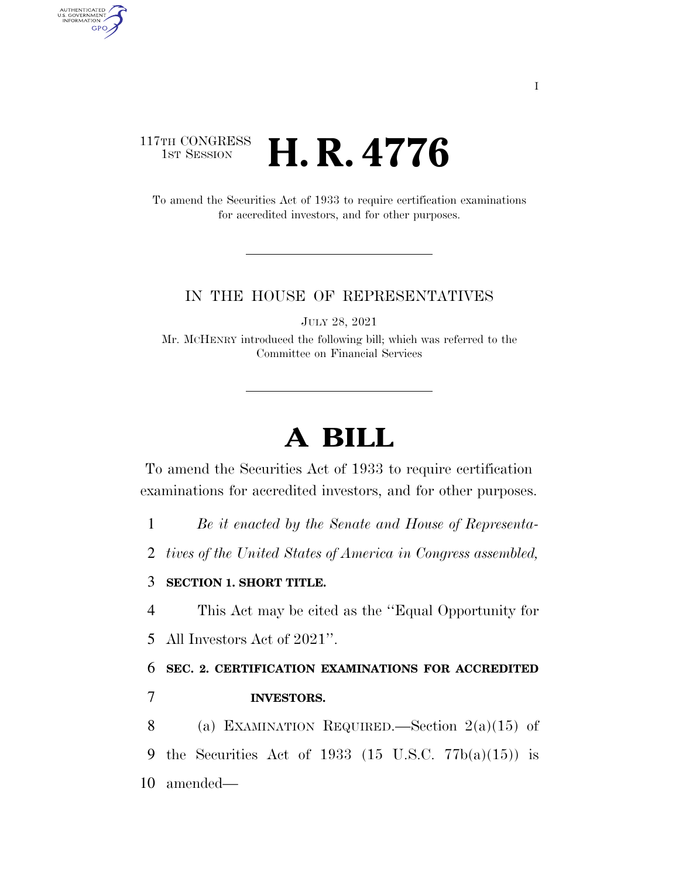117TH CONGRESS
1ST SESSION

# H. R. 4776

To amend the Securities Act of 1933 to require certification examinations for accredited investors, and for other purposes.

IN THE HOUSE OF REPRESENTATIVES

JULY 28, 2021

Mr. MCHENRY introduced the following bill; which was referred to the Committee on Financial Services

# A BILL

To amend the Securities Act of 1933 to require certification examinations for accredited investors, and for other purposes.

*Be it enacted by the Senate and House of Representatives of the United States of America in Congress assembled,*

**SECTION 1. SHORT TITLE.**

This Act may be cited as the ''Equal Opportunity for All Investors Act of 2021''.

**SEC. 2. CERTIFICATION EXAMINATIONS FOR ACCREDITED INVESTORS.**

(a) EXAMINATION REQUIRED.—Section 2(a)(15) of the Securities Act of 1933 (15 U.S.C. 77b(a)(15)) is amended—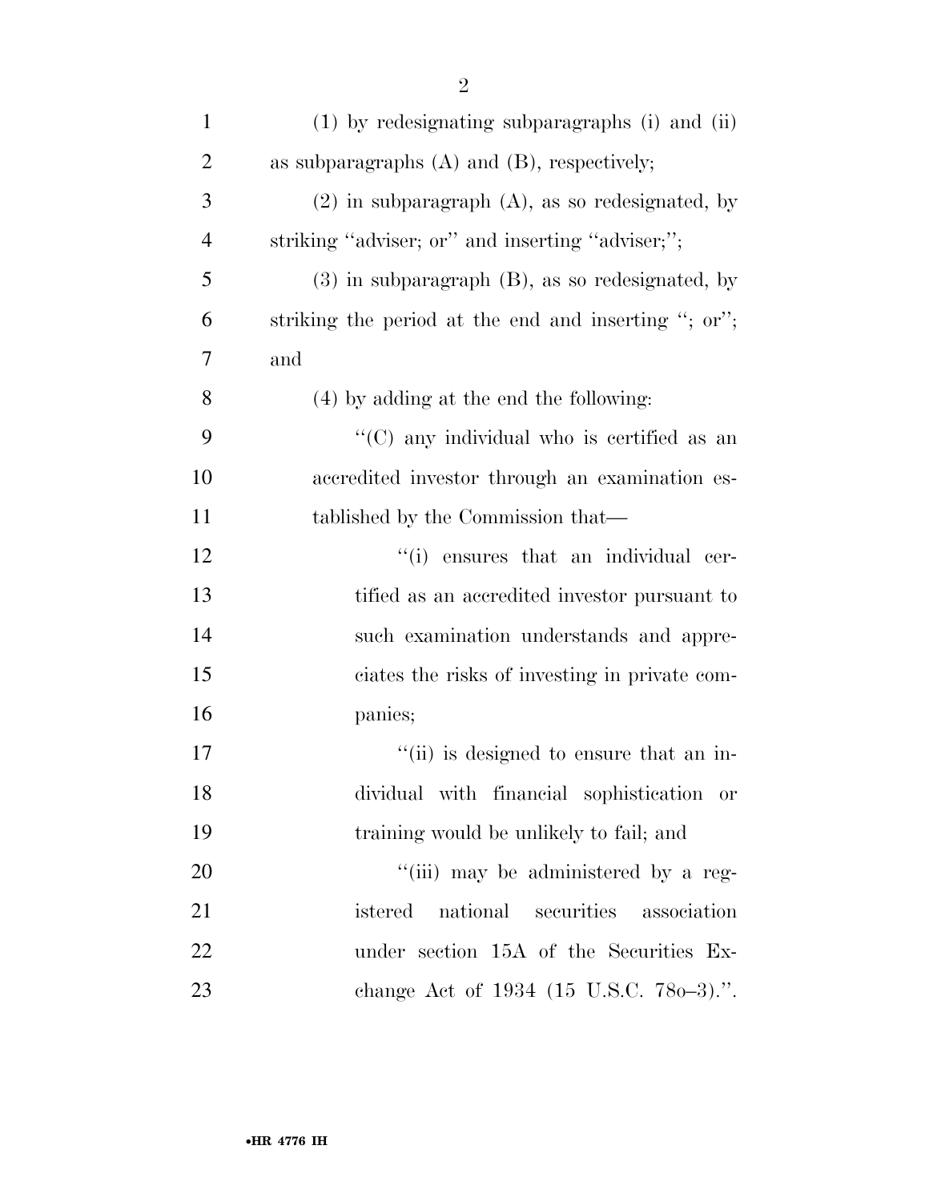(1) by redesignating subparagraphs (i) and (ii) as subparagraphs (A) and (B), respectively;

(2) in subparagraph (A), as so redesignated, by striking "adviser; or" and inserting "adviser;";

(3) in subparagraph (B), as so redesignated, by striking the period at the end and inserting "; or"; and

(4) by adding at the end the following:

"(C) any individual who is certified as an accredited investor through an examination established by the Commission that—

"(i) ensures that an individual certified as an accredited investor pursuant to such examination understands and appreciates the risks of investing in private companies;

"(ii) is designed to ensure that an individual with financial sophistication or training would be unlikely to fail; and

"(iii) may be administered by a registered national securities association under section 15A of the Securities Exchange Act of 1934 (15 U.S.C. 78o–3).".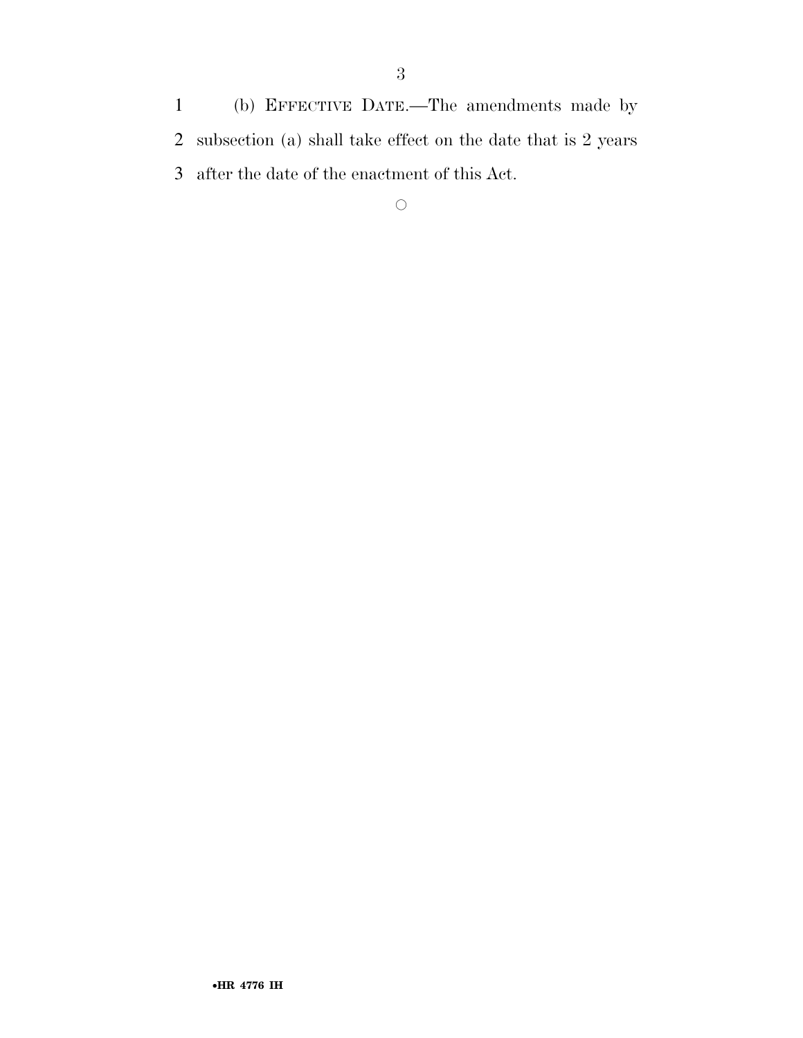(b) EFFECTIVE DATE.—The amendments made by subsection (a) shall take effect on the date that is 2 years after the date of the enactment of this Act.